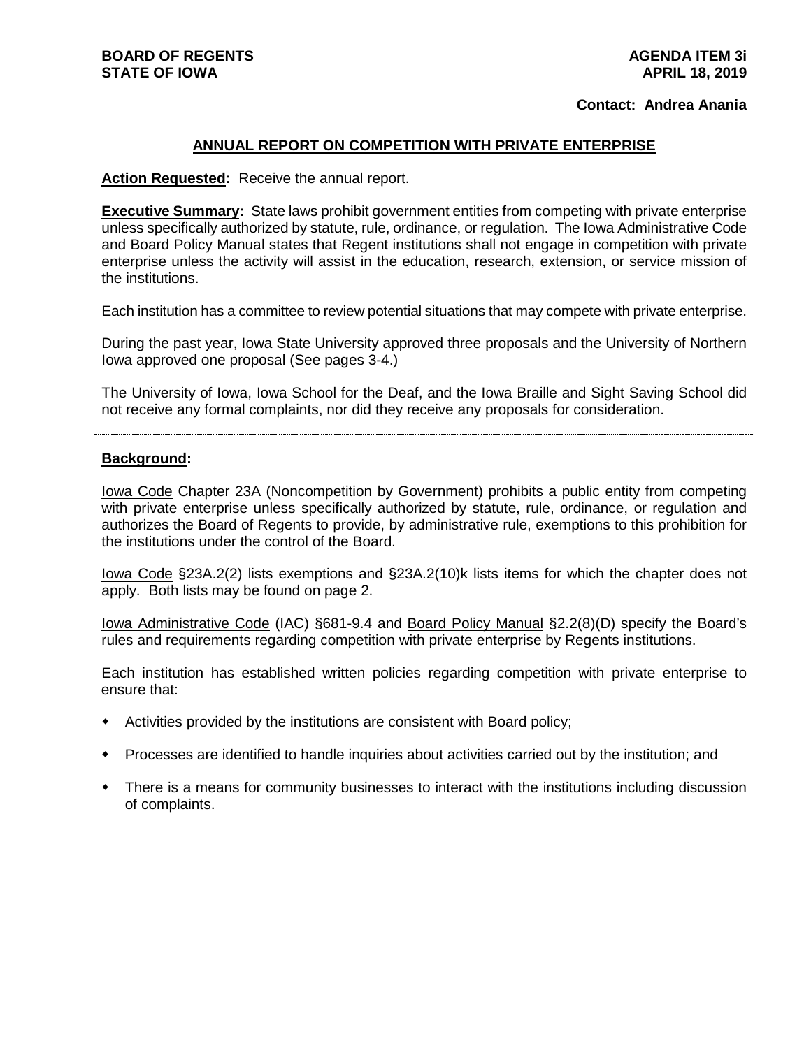**BOARD OF REGENTS**
**STATE OF IOWA**

**AGENDA ITEM 3i**
**APRIL 18, 2019**

**Contact: Andrea Anania**

## ANNUAL REPORT ON COMPETITION WITH PRIVATE ENTERPRISE

**Action Requested:** Receive the annual report.

**Executive Summary:** State laws prohibit government entities from competing with private enterprise unless specifically authorized by statute, rule, ordinance, or regulation. The Iowa Administrative Code and Board Policy Manual states that Regent institutions shall not engage in competition with private enterprise unless the activity will assist in the education, research, extension, or service mission of the institutions.

Each institution has a committee to review potential situations that may compete with private enterprise.

During the past year, Iowa State University approved three proposals and the University of Northern Iowa approved one proposal (See pages 3-4.)

The University of Iowa, Iowa School for the Deaf, and the Iowa Braille and Sight Saving School did not receive any formal complaints, nor did they receive any proposals for consideration.

---

**Background:**

Iowa Code Chapter 23A (Noncompetition by Government) prohibits a public entity from competing with private enterprise unless specifically authorized by statute, rule, ordinance, or regulation and authorizes the Board of Regents to provide, by administrative rule, exemptions to this prohibition for the institutions under the control of the Board.

Iowa Code §23A.2(2) lists exemptions and §23A.2(10)k lists items for which the chapter does not apply. Both lists may be found on page 2.

Iowa Administrative Code (IAC) §681-9.4 and Board Policy Manual §2.2(8)(D) specify the Board's rules and requirements regarding competition with private enterprise by Regents institutions.

Each institution has established written policies regarding competition with private enterprise to ensure that:

- Activities provided by the institutions are consistent with Board policy;
- Processes are identified to handle inquiries about activities carried out by the institution; and
- There is a means for community businesses to interact with the institutions including discussion of complaints.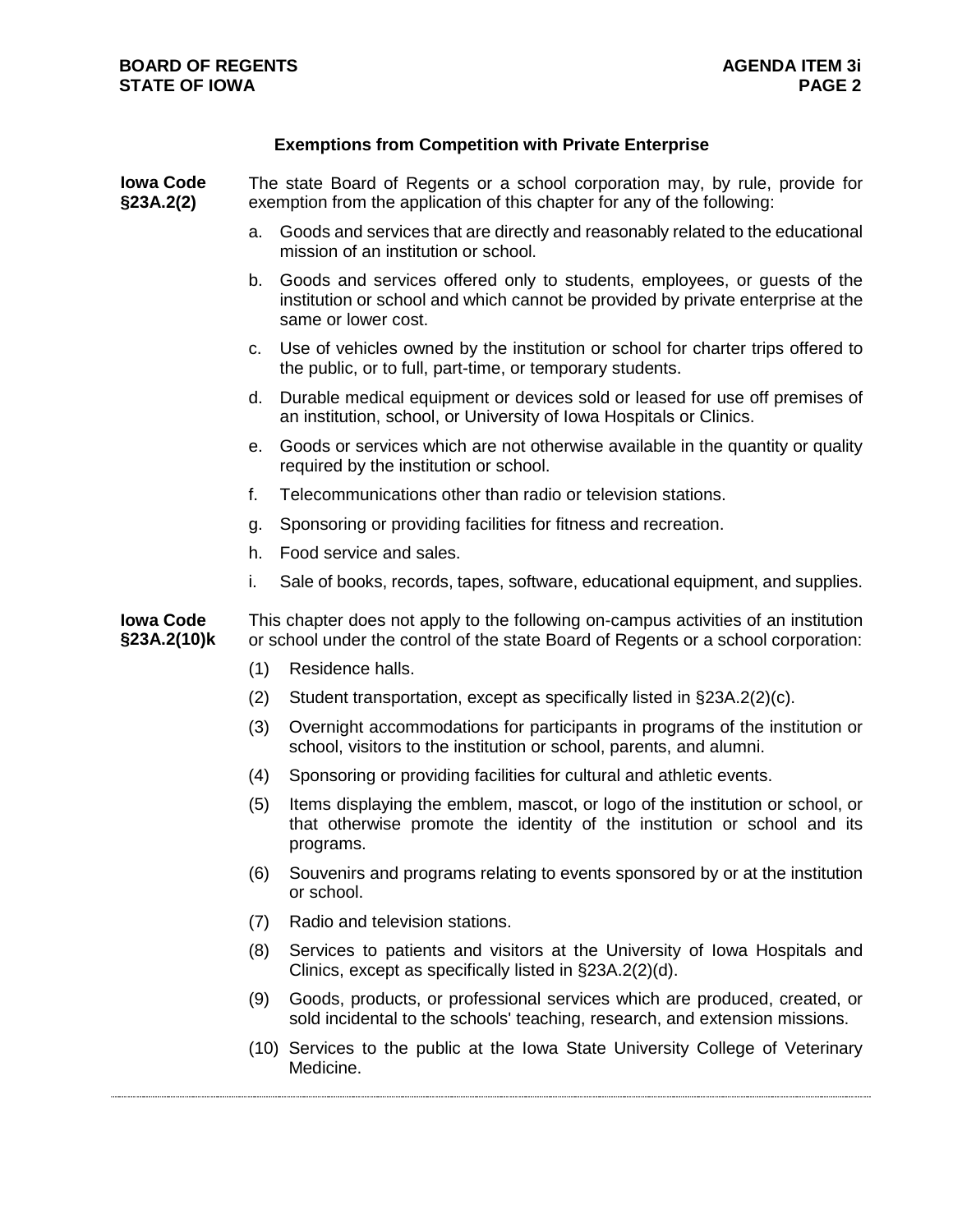## Exemptions from Competition with Private Enterprise

**Iowa Code §23A.2(2)**

The state Board of Regents or a school corporation may, by rule, provide for exemption from the application of this chapter for any of the following:

a. Goods and services that are directly and reasonably related to the educational mission of an institution or school.

b. Goods and services offered only to students, employees, or guests of the institution or school and which cannot be provided by private enterprise at the same or lower cost.

c. Use of vehicles owned by the institution or school for charter trips offered to the public, or to full, part-time, or temporary students.

d. Durable medical equipment or devices sold or leased for use off premises of an institution, school, or University of Iowa Hospitals or Clinics.

e. Goods or services which are not otherwise available in the quantity or quality required by the institution or school.

f. Telecommunications other than radio or television stations.

g. Sponsoring or providing facilities for fitness and recreation.

h. Food service and sales.

i. Sale of books, records, tapes, software, educational equipment, and supplies.

**Iowa Code §23A.2(10)k**

This chapter does not apply to the following on-campus activities of an institution or school under the control of the state Board of Regents or a school corporation:

(1) Residence halls.

(2) Student transportation, except as specifically listed in §23A.2(2)(c).

(3) Overnight accommodations for participants in programs of the institution or school, visitors to the institution or school, parents, and alumni.

(4) Sponsoring or providing facilities for cultural and athletic events.

(5) Items displaying the emblem, mascot, or logo of the institution or school, or that otherwise promote the identity of the institution or school and its programs.

(6) Souvenirs and programs relating to events sponsored by or at the institution or school.

(7) Radio and television stations.

(8) Services to patients and visitors at the University of Iowa Hospitals and Clinics, except as specifically listed in §23A.2(2)(d).

(9) Goods, products, or professional services which are produced, created, or sold incidental to the schools' teaching, research, and extension missions.

(10) Services to the public at the Iowa State University College of Veterinary Medicine.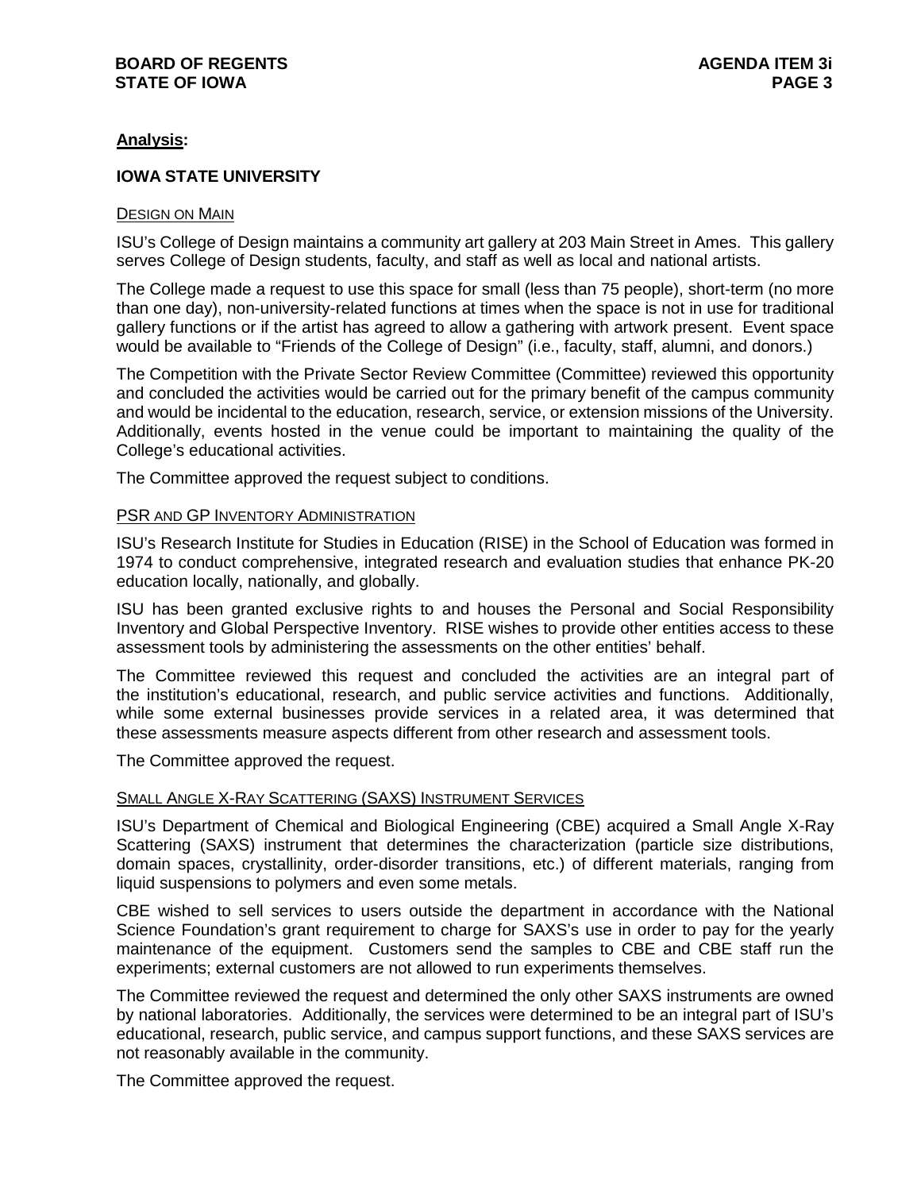**Analysis:**

**IOWA STATE UNIVERSITY**

DESIGN ON MAIN

ISU's College of Design maintains a community art gallery at 203 Main Street in Ames. This gallery serves College of Design students, faculty, and staff as well as local and national artists.

The College made a request to use this space for small (less than 75 people), short-term (no more than one day), non-university-related functions at times when the space is not in use for traditional gallery functions or if the artist has agreed to allow a gathering with artwork present. Event space would be available to "Friends of the College of Design" (i.e., faculty, staff, alumni, and donors.)

The Competition with the Private Sector Review Committee (Committee) reviewed this opportunity and concluded the activities would be carried out for the primary benefit of the campus community and would be incidental to the education, research, service, or extension missions of the University. Additionally, events hosted in the venue could be important to maintaining the quality of the College's educational activities.

The Committee approved the request subject to conditions.

PSR AND GP INVENTORY ADMINISTRATION

ISU's Research Institute for Studies in Education (RISE) in the School of Education was formed in 1974 to conduct comprehensive, integrated research and evaluation studies that enhance PK-20 education locally, nationally, and globally.

ISU has been granted exclusive rights to and houses the Personal and Social Responsibility Inventory and Global Perspective Inventory. RISE wishes to provide other entities access to these assessment tools by administering the assessments on the other entities' behalf.

The Committee reviewed this request and concluded the activities are an integral part of the institution's educational, research, and public service activities and functions. Additionally, while some external businesses provide services in a related area, it was determined that these assessments measure aspects different from other research and assessment tools.

The Committee approved the request.

SMALL ANGLE X-RAY SCATTERING (SAXS) INSTRUMENT SERVICES

ISU's Department of Chemical and Biological Engineering (CBE) acquired a Small Angle X-Ray Scattering (SAXS) instrument that determines the characterization (particle size distributions, domain spaces, crystallinity, order-disorder transitions, etc.) of different materials, ranging from liquid suspensions to polymers and even some metals.

CBE wished to sell services to users outside the department in accordance with the National Science Foundation's grant requirement to charge for SAXS's use in order to pay for the yearly maintenance of the equipment. Customers send the samples to CBE and CBE staff run the experiments; external customers are not allowed to run experiments themselves.

The Committee reviewed the request and determined the only other SAXS instruments are owned by national laboratories. Additionally, the services were determined to be an integral part of ISU's educational, research, public service, and campus support functions, and these SAXS services are not reasonably available in the community.

The Committee approved the request.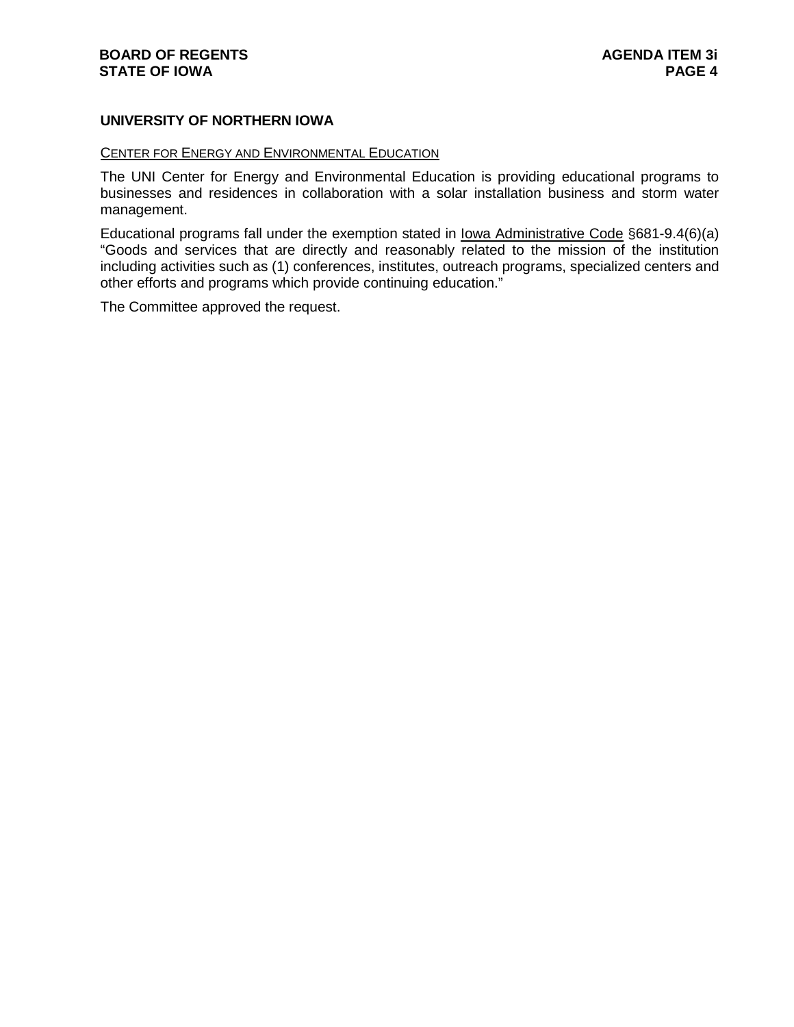## UNIVERSITY OF NORTHERN IOWA

CENTER FOR ENERGY AND ENVIRONMENTAL EDUCATION

The UNI Center for Energy and Environmental Education is providing educational programs to businesses and residences in collaboration with a solar installation business and storm water management.

Educational programs fall under the exemption stated in Iowa Administrative Code §681-9.4(6)(a) "Goods and services that are directly and reasonably related to the mission of the institution including activities such as (1) conferences, institutes, outreach programs, specialized centers and other efforts and programs which provide continuing education."

The Committee approved the request.